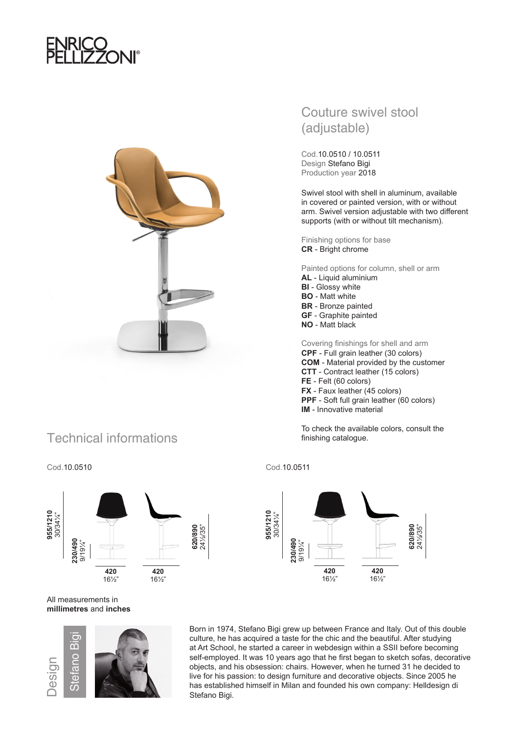ENRICO PELLIZZONI®

# Couture swivel stool (adjustable)

Cod.10.0510 / 10.0511
Design Stefano Bigi
Production year 2018

Swivel stool with shell in aluminum, available in covered or painted version, with or without arm. Swivel version adjustable with two different supports (with or without tilt mechanism).

Finishing options for base
**CR** - Bright chrome

Painted options for column, shell or arm
**AL** - Liquid aluminium
**BI** - Glossy white
**BO** - Matt white
**BR** - Bronze painted
**GF** - Graphite painted
**NO** - Matt black

Covering finishings for shell and arm
**CPF** - Full grain leather (30 colors)
**COM** - Material provided by the customer
**CTT** - Contract leather (15 colors)
**FE** - Felt (60 colors)
**FX** - Faux leather (45 colors)
**PPF** - Soft full grain leather (60 colors)
**IM** - Innovative material

To check the available colors, consult the finishing catalogue.

## Technical informations

Cod.10.0510

**955/1210** 30/34¼"
**230/490** 9/19¼"
**620/890** 24½/35"
**420** 16½"
**420** 16½"

Cod.10.0511

**955/1210** 30/34¼"
**230/490** 9/19¼"
**620/890** 24½/35"
**420** 16½"
**420** 16½"

All measurements in **millimetres** and **inches**

Design Stefano Bigi

Born in 1974, Stefano Bigi grew up between France and Italy. Out of this double culture, he has acquired a taste for the chic and the beautiful. After studying at Art School, he started a career in webdesign within a SSII before becoming self-employed. It was 10 years ago that he first began to sketch sofas, decorative objects, and his obsession: chairs. However, when he turned 31 he decided to live for his passion: to design furniture and decorative objects. Since 2005 he has established himself in Milan and founded his own company: Helldesign di Stefano Bigi.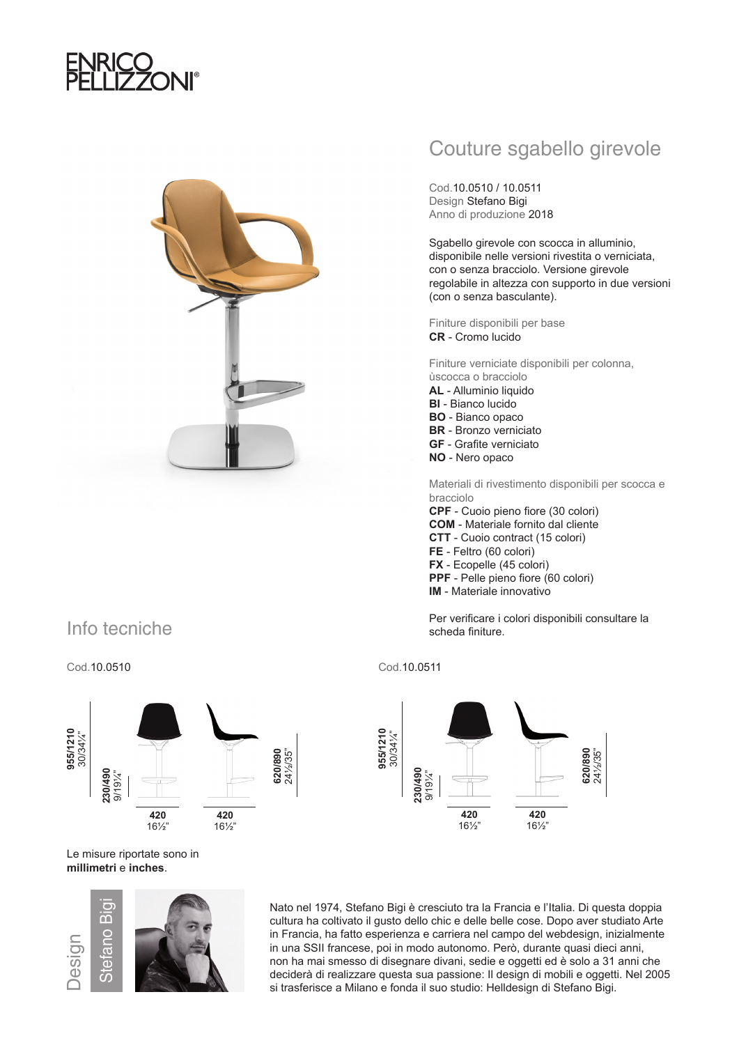ENRICO PELLIZZONI®

# Couture sgabello girevole

Cod.10.0510 / 10.0511
Design Stefano Bigi
Anno di produzione 2018

Sgabello girevole con scocca in alluminio, disponibile nelle versioni rivestita o verniciata, con o senza bracciolo. Versione girevole regolabile in altezza con supporto in due versioni (con o senza basculante).

Finiture disponibili per base
**CR** - Cromo lucido

Finiture verniciate disponibili per colonna, ùscocca o bracciolo
**AL** - Alluminio liquido
**BI** - Bianco lucido
**BO** - Bianco opaco
**BR** - Bronzo verniciato
**GF** - Grafite verniciato
**NO** - Nero opaco

Materiali di rivestimento disponibili per scocca e bracciolo
**CPF** - Cuoio pieno fiore (30 colori)
**COM** - Materiale fornito dal cliente
**CTT** - Cuoio contract (15 colori)
**FE** - Feltro (60 colori)
**FX** - Ecopelle (45 colori)
**PPF** - Pelle pieno fiore (60 colori)
**IM** - Materiale innovativo

Per verificare i colori disponibili consultare la scheda finiture.

## Info tecniche

Cod.10.0510

**955/1210** 30/34¼"
**230/490** 9/19¼"
**620/890** 24½/35"
**420** 16½"
**420** 16½"

Cod.10.0511

**955/1210** 30/34¼"
**230/490** 9/19¼"
**620/890** 24½/35"
**420** 16½"
**420** 16½"

Le misure riportate sono in **millimetri** e **inches**.

Design Stefano Bigi

Nato nel 1974, Stefano Bigi è cresciuto tra la Francia e l'Italia. Di questa doppia cultura ha coltivato il gusto dello chic e delle belle cose. Dopo aver studiato Arte in Francia, ha fatto esperienza e carriera nel campo del webdesign, inizialmente in una SSII francese, poi in modo autonomo. Però, durante quasi dieci anni, non ha mai smesso di disegnare divani, sedie e oggetti ed è solo a 31 anni che deciderà di realizzare questa sua passione: Il design di mobili e oggetti. Nel 2005 si trasferisce a Milano e fonda il suo studio: Helldesign di Stefano Bigi.